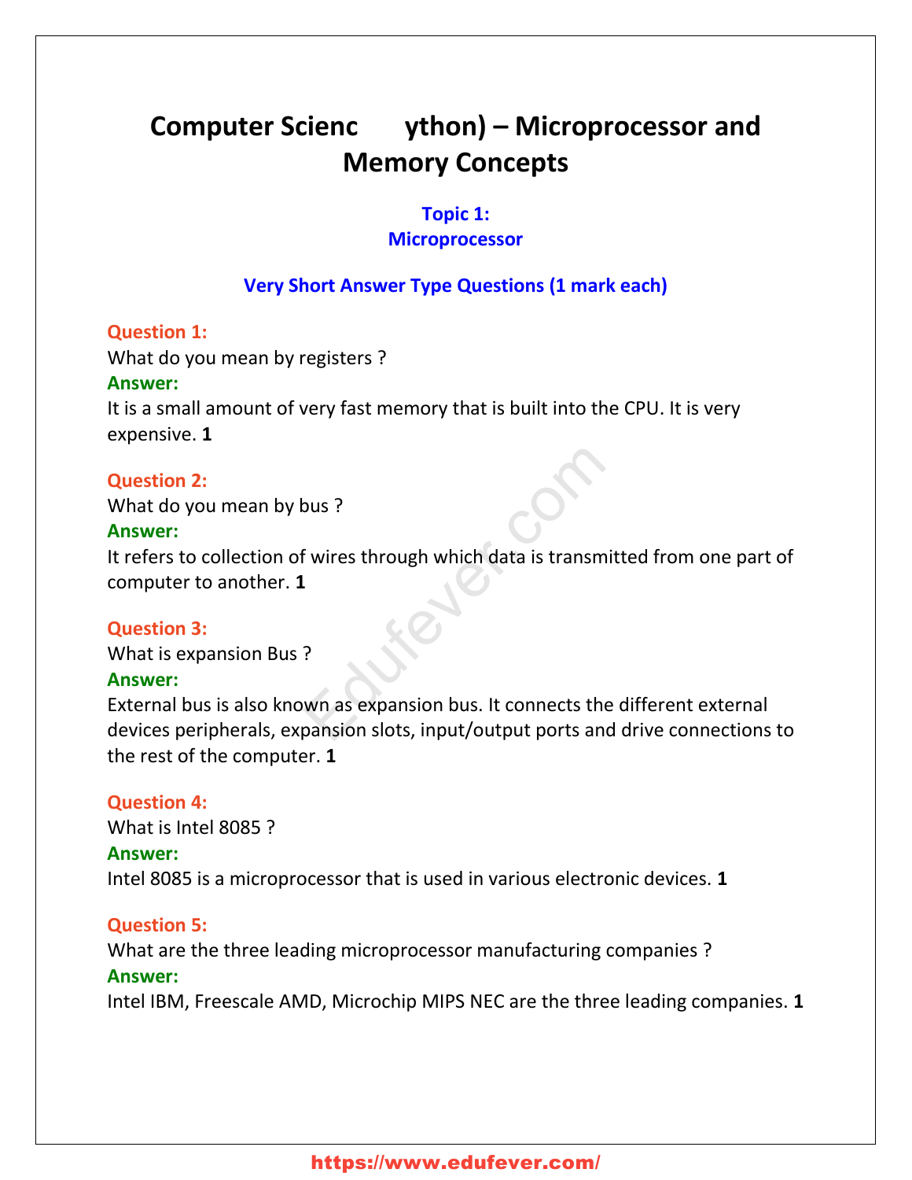# Computer Scienc ython) – Microprocessor and Memory Concepts

## Topic 1: Microprocessor

### Very Short Answer Type Questions (1 mark each)

**Question 1:**
What do you mean by registers ?
**Answer:**
It is a small amount of very fast memory that is built into the CPU. It is very expensive. **1**

**Question 2:**
What do you mean by bus ?
**Answer:**
It refers to collection of wires through which data is transmitted from one part of computer to another. **1**

**Question 3:**
What is expansion Bus ?
**Answer:**
External bus is also known as expansion bus. It connects the different external devices peripherals, expansion slots, input/output ports and drive connections to the rest of the computer. **1**

**Question 4:**
What is Intel 8085 ?
**Answer:**
Intel 8085 is a microprocessor that is used in various electronic devices. **1**

**Question 5:**
What are the three leading microprocessor manufacturing companies ?
**Answer:**
Intel IBM, Freescale AMD, Microchip MIPS NEC are the three leading companies. **1**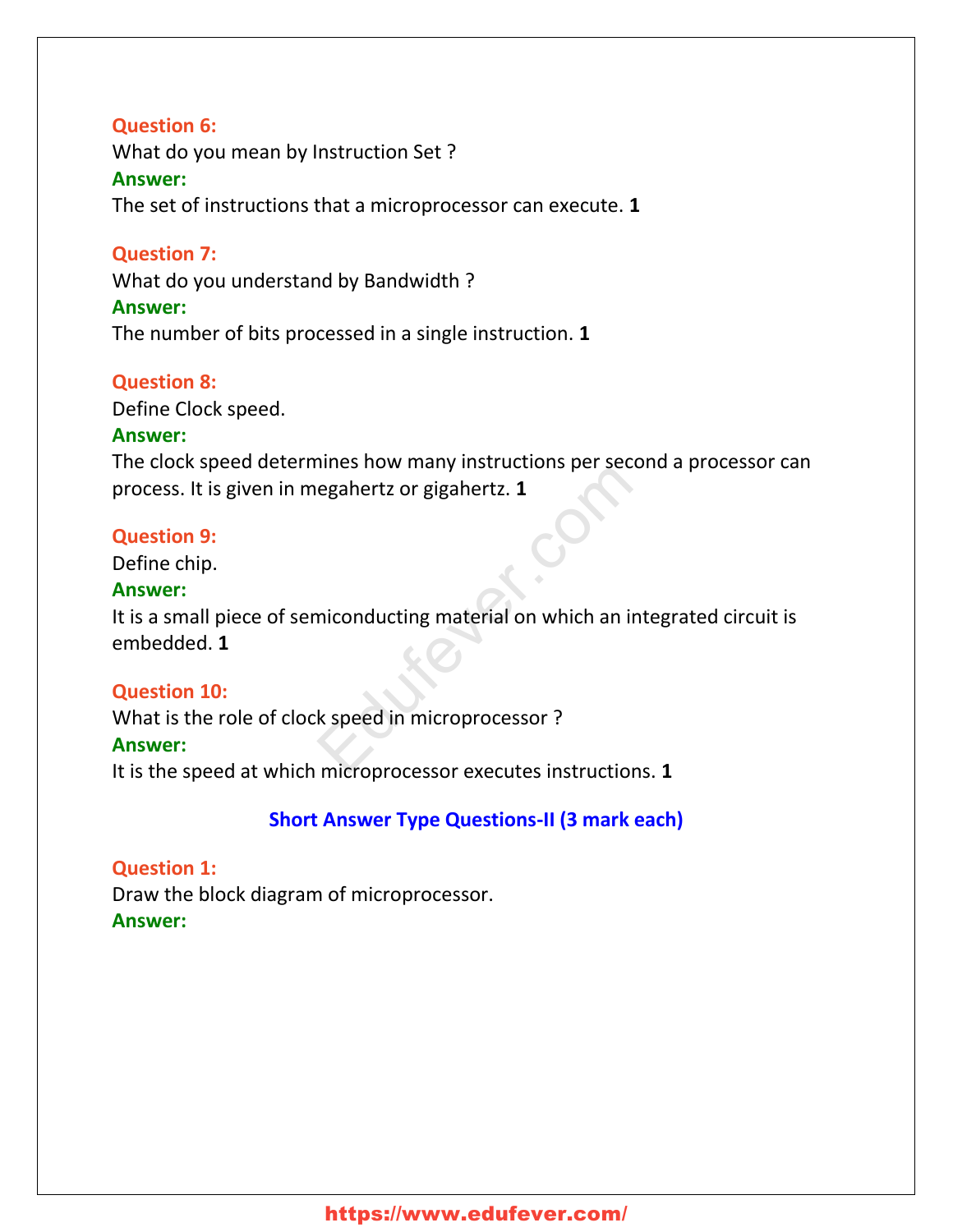**Question 6:**
What do you mean by Instruction Set ?
**Answer:**
The set of instructions that a microprocessor can execute. **1**

**Question 7:**
What do you understand by Bandwidth ?
**Answer:**
The number of bits processed in a single instruction. **1**

**Question 8:**
Define Clock speed.
**Answer:**
The clock speed determines how many instructions per second a processor can process. It is given in megahertz or gigahertz. **1**

**Question 9:**
Define chip.
**Answer:**
It is a small piece of semiconducting material on which an integrated circuit is embedded. **1**

**Question 10:**
What is the role of clock speed in microprocessor ?
**Answer:**
It is the speed at which microprocessor executes instructions. **1**

## Short Answer Type Questions-II (3 mark each)

**Question 1:**
Draw the block diagram of microprocessor.
**Answer:**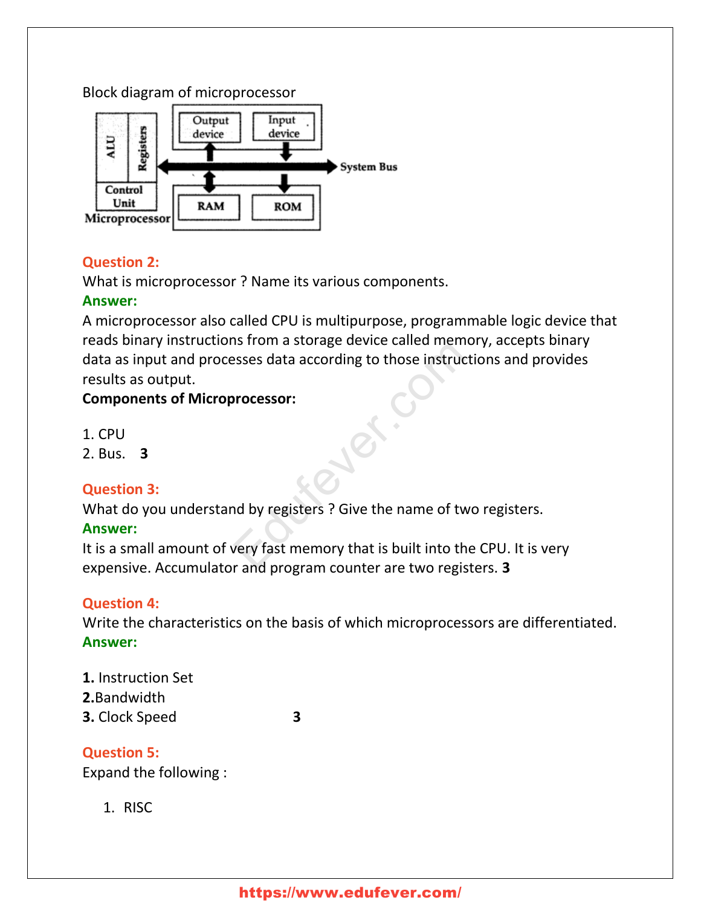Block diagram of microprocessor

**Question 2:**
What is microprocessor ? Name its various components.
**Answer:**
A microprocessor also called CPU is multipurpose, programmable logic device that reads binary instructions from a storage device called memory, accepts binary data as input and processes data according to those instructions and provides results as output.
**Components of Microprocessor:**

1. CPU
2. Bus. **3**

**Question 3:**
What do you understand by registers ? Give the name of two registers.
**Answer:**
It is a small amount of very fast memory that is built into the CPU. It is very expensive. Accumulator and program counter are two registers. **3**

**Question 4:**
Write the characteristics on the basis of which microprocessors are differentiated.
**Answer:**

**1.** Instruction Set
**2.** Bandwidth
**3.** Clock Speed **3**

**Question 5:**
Expand the following :

1. RISC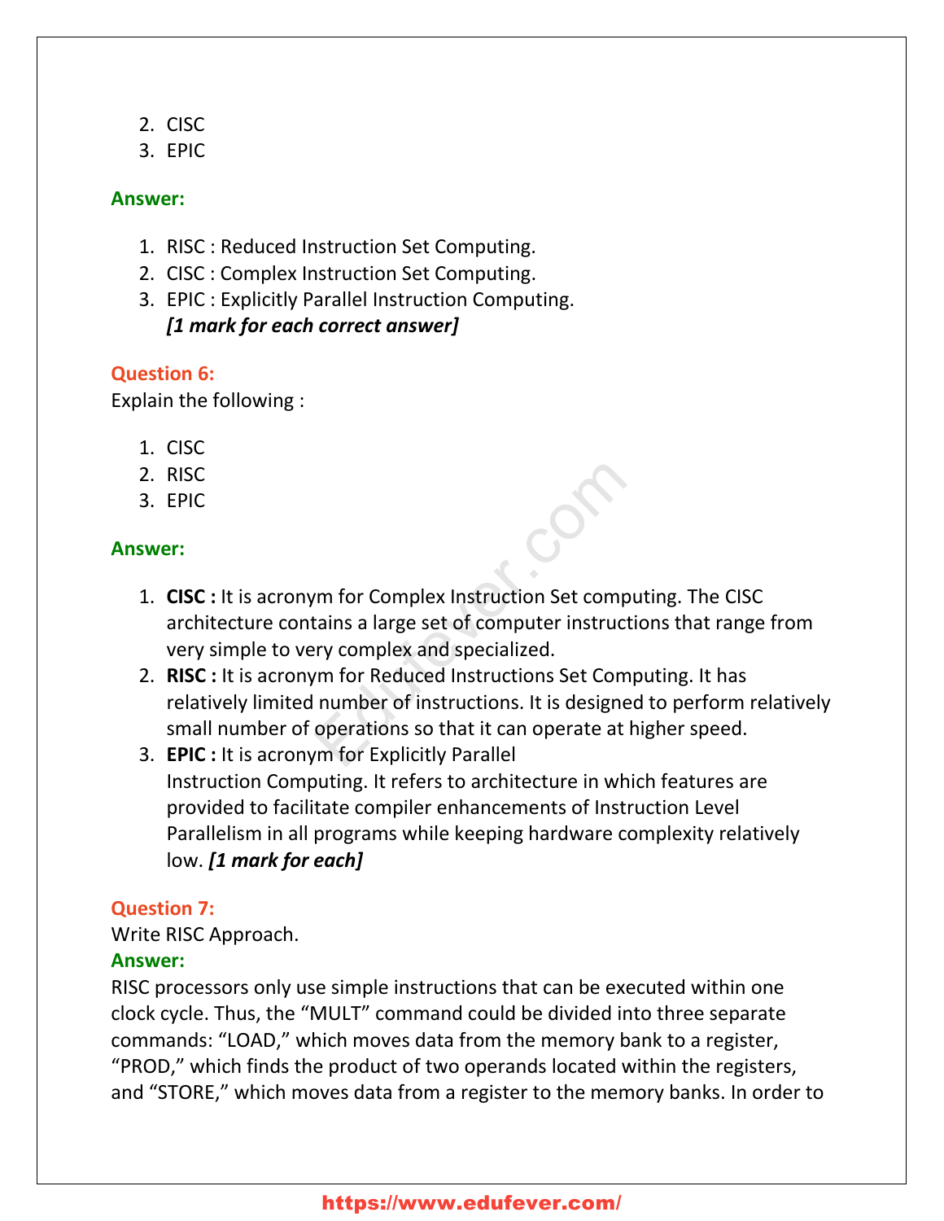2. CISC
3. EPIC

**Answer:**

1. RISC : Reduced Instruction Set Computing.
2. CISC : Complex Instruction Set Computing.
3. EPIC : Explicitly Parallel Instruction Computing.
   ***[1 mark for each correct answer]***

**Question 6:**
Explain the following :

1. CISC
2. RISC
3. EPIC

**Answer:**

1. **CISC :** It is acronym for Complex Instruction Set computing. The CISC architecture contains a large set of computer instructions that range from very simple to very complex and specialized.
2. **RISC :** It is acronym for Reduced Instructions Set Computing. It has relatively limited number of instructions. It is designed to perform relatively small number of operations so that it can operate at higher speed.
3. **EPIC :** It is acronym for Explicitly Parallel Instruction Computing. It refers to architecture in which features are provided to facilitate compiler enhancements of Instruction Level Parallelism in all programs while keeping hardware complexity relatively low. ***[1 mark for each]***

**Question 7:**
Write RISC Approach.
**Answer:**
RISC processors only use simple instructions that can be executed within one clock cycle. Thus, the "MULT" command could be divided into three separate commands: "LOAD," which moves data from the memory bank to a register, "PROD," which finds the product of two operands located within the registers, and "STORE," which moves data from a register to the memory banks. In order to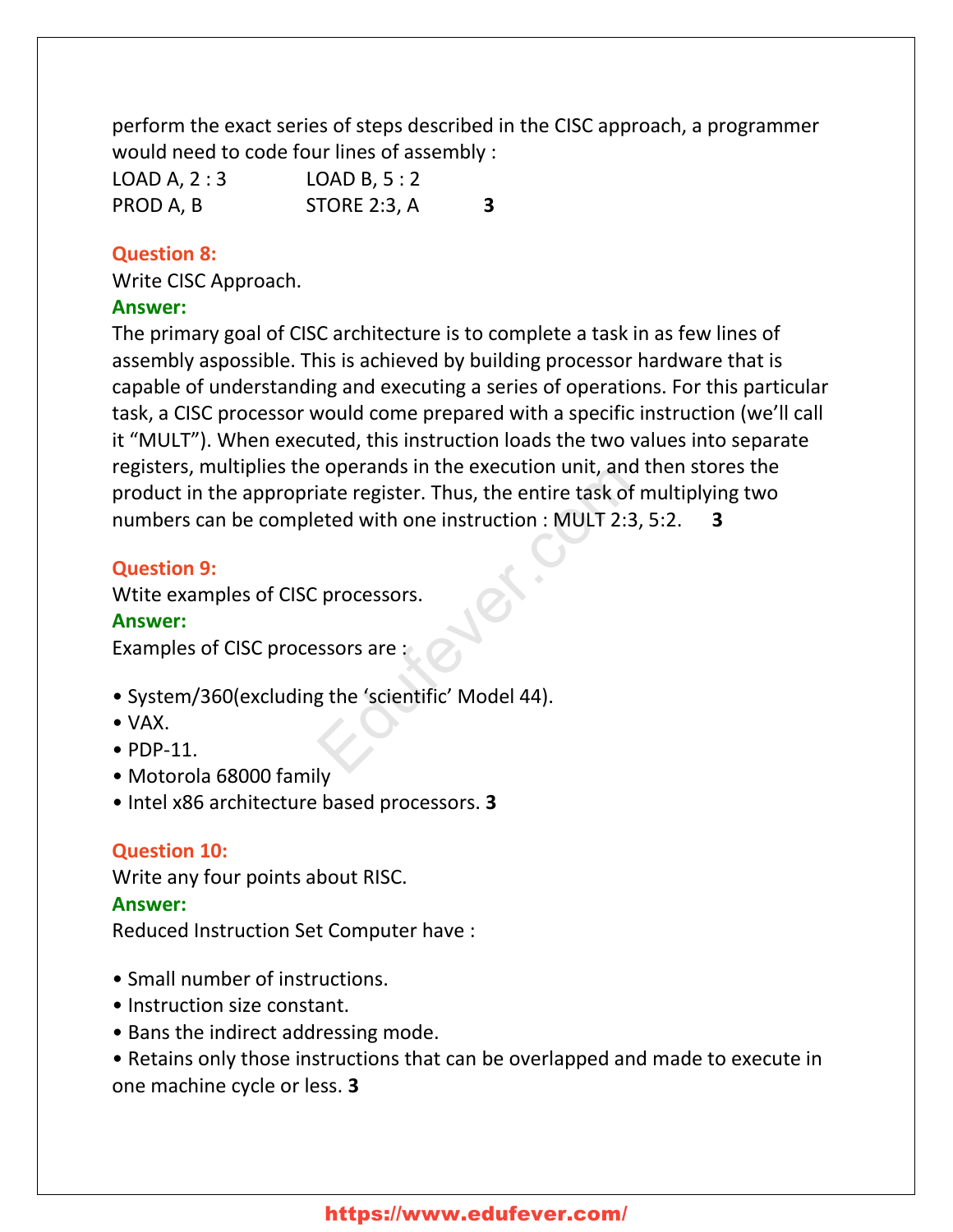perform the exact series of steps described in the CISC approach, a programmer would need to code four lines of assembly :

LOAD A, 2 : 3 LOAD B, 5 : 2
PROD A, B STORE 2:3, A **3**

**Question 8:**
Write CISC Approach.
**Answer:**
The primary goal of CISC architecture is to complete a task in as few lines of assembly aspossible. This is achieved by building processor hardware that is capable of understanding and executing a series of operations. For this particular task, a CISC processor would come prepared with a specific instruction (we'll call it "MULT"). When executed, this instruction loads the two values into separate registers, multiplies the operands in the execution unit, and then stores the product in the appropriate register. Thus, the entire task of multiplying two numbers can be completed with one instruction : MULT 2:3, 5:2. **3**

**Question 9:**
Wtite examples of CISC processors.
**Answer:**
Examples of CISC processors are :

- System/360(excluding the 'scientific' Model 44).
- VAX.
- PDP-11.
- Motorola 68000 family
- Intel x86 architecture based processors. **3**

**Question 10:**
Write any four points about RISC.
**Answer:**
Reduced Instruction Set Computer have :

- Small number of instructions.
- Instruction size constant.
- Bans the indirect addressing mode.
- Retains only those instructions that can be overlapped and made to execute in one machine cycle or less. **3**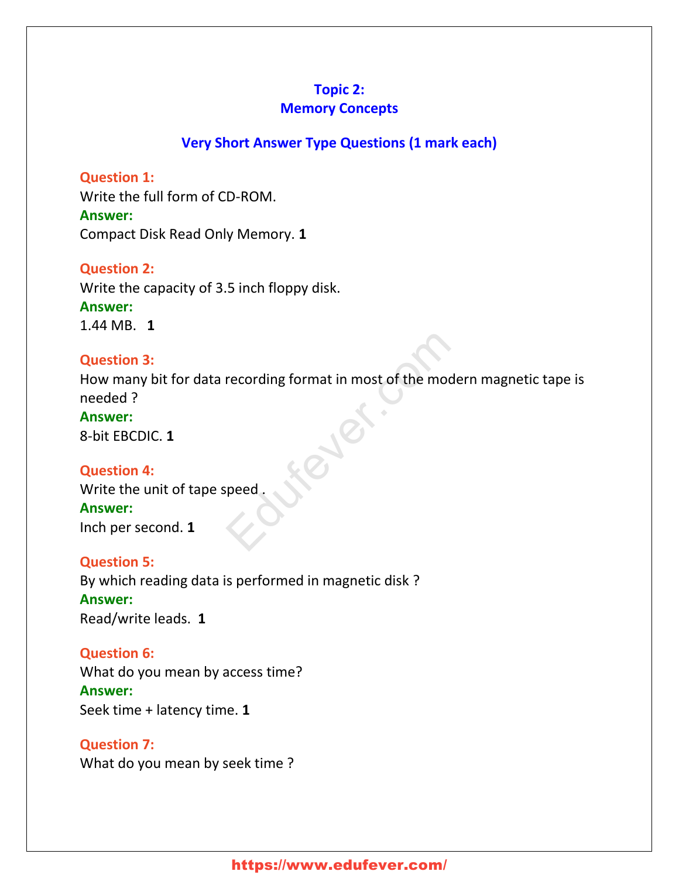## Topic 2:
## Memory Concepts

### Very Short Answer Type Questions (1 mark each)

**Question 1:**
Write the full form of CD-ROM.
**Answer:**
Compact Disk Read Only Memory. **1**

**Question 2:**
Write the capacity of 3.5 inch floppy disk.
**Answer:**
1.44 MB. **1**

**Question 3:**
How many bit for data recording format in most of the modern magnetic tape is needed ?
**Answer:**
8-bit EBCDIC. **1**

**Question 4:**
Write the unit of tape speed .
**Answer:**
Inch per second. **1**

**Question 5:**
By which reading data is performed in magnetic disk ?
**Answer:**
Read/write leads. **1**

**Question 6:**
What do you mean by access time?
**Answer:**
Seek time + latency time. **1**

**Question 7:**
What do you mean by seek time ?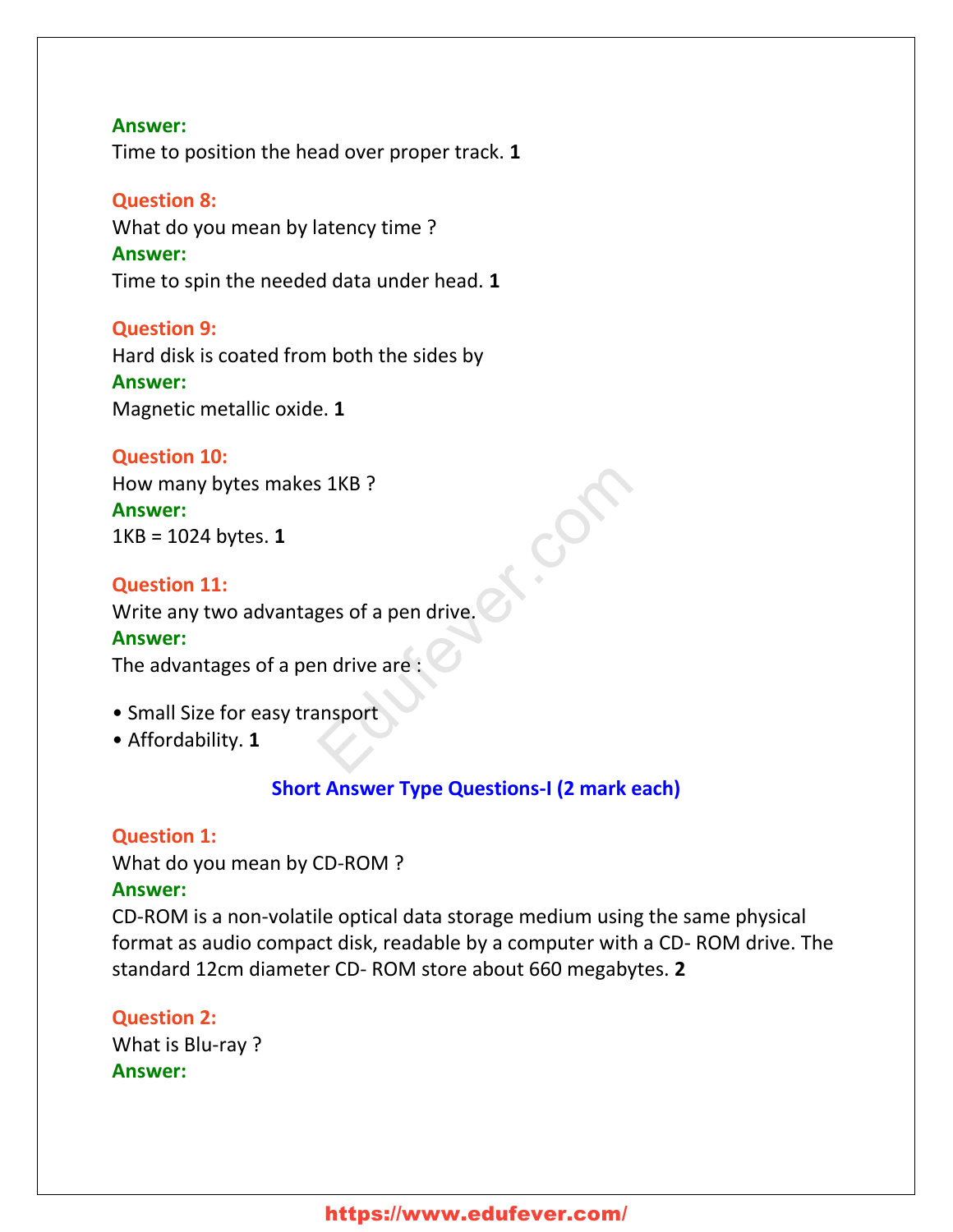**Answer:**
Time to position the head over proper track. **1**

**Question 8:**
What do you mean by latency time ?
**Answer:**
Time to spin the needed data under head. **1**

**Question 9:**
Hard disk is coated from both the sides by
**Answer:**
Magnetic metallic oxide. **1**

**Question 10:**
How many bytes makes 1KB ?
**Answer:**
1KB = 1024 bytes. **1**

**Question 11:**
Write any two advantages of a pen drive.
**Answer:**
The advantages of a pen drive are :

- Small Size for easy transport
- Affordability. **1**

## Short Answer Type Questions-I (2 mark each)

**Question 1:**
What do you mean by CD-ROM ?
**Answer:**
CD-ROM is a non-volatile optical data storage medium using the same physical format as audio compact disk, readable by a computer with a CD- ROM drive. The standard 12cm diameter CD- ROM store about 660 megabytes. **2**

**Question 2:**
What is Blu-ray ?
**Answer:**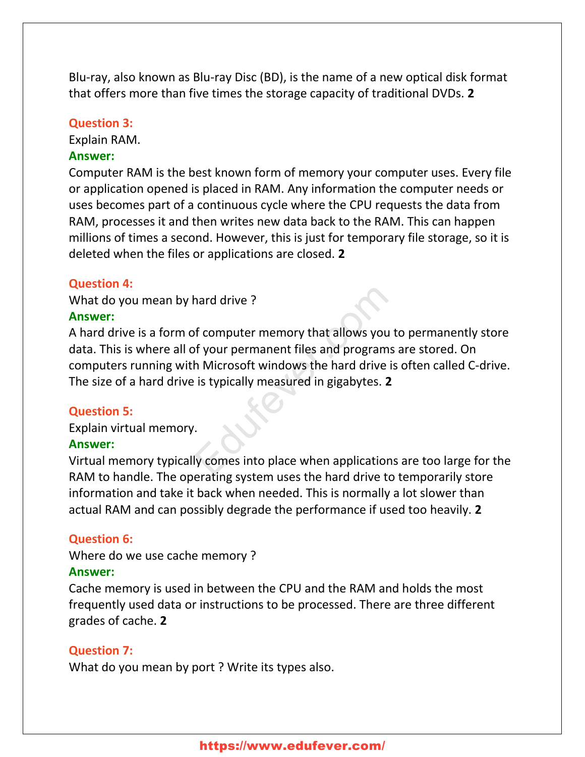Blu-ray, also known as Blu-ray Disc (BD), is the name of a new optical disk format that offers more than five times the storage capacity of traditional DVDs. **2**

**Question 3:**
Explain RAM.
**Answer:**
Computer RAM is the best known form of memory your computer uses. Every file or application opened is placed in RAM. Any information the computer needs or uses becomes part of a continuous cycle where the CPU requests the data from RAM, processes it and then writes new data back to the RAM. This can happen millions of times a second. However, this is just for temporary file storage, so it is deleted when the files or applications are closed. **2**

**Question 4:**
What do you mean by hard drive ?
**Answer:**
A hard drive is a form of computer memory that allows you to permanently store data. This is where all of your permanent files and programs are stored. On computers running with Microsoft windows the hard drive is often called C-drive. The size of a hard drive is typically measured in gigabytes. **2**

**Question 5:**
Explain virtual memory.
**Answer:**
Virtual memory typically comes into place when applications are too large for the RAM to handle. The operating system uses the hard drive to temporarily store information and take it back when needed. This is normally a lot slower than actual RAM and can possibly degrade the performance if used too heavily. **2**

**Question 6:**
Where do we use cache memory ?
**Answer:**
Cache memory is used in between the CPU and the RAM and holds the most frequently used data or instructions to be processed. There are three different grades of cache. **2**

**Question 7:**
What do you mean by port ? Write its types also.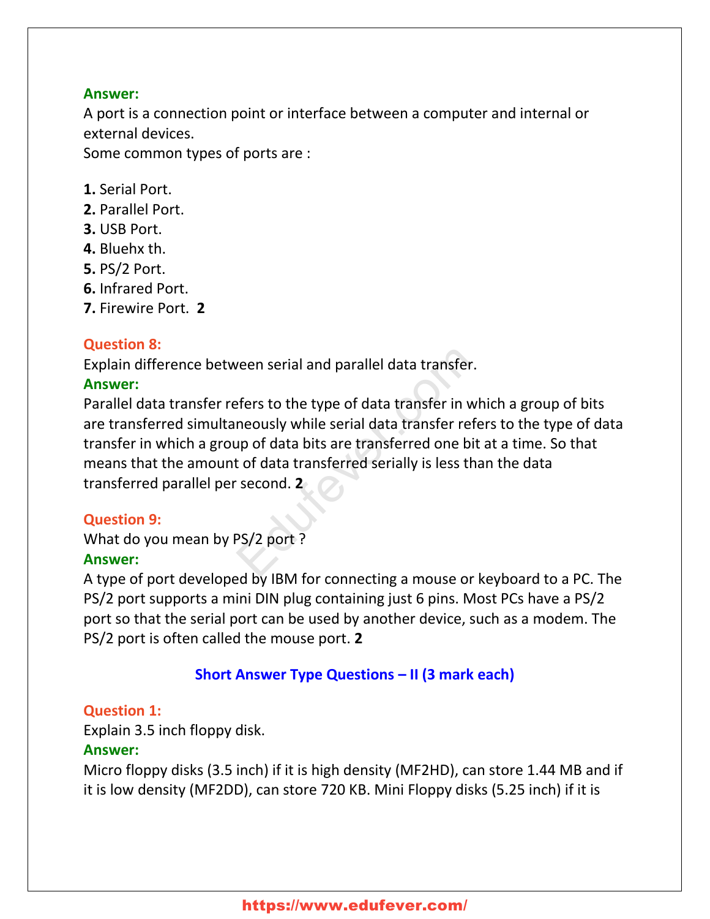**Answer:**
A port is a connection point or interface between a computer and internal or external devices.
Some common types of ports are :

**1.** Serial Port.
**2.** Parallel Port.
**3.** USB Port.
**4.** Bluehx th.
**5.** PS/2 Port.
**6.** Infrared Port.
**7.** Firewire Port. **2**

**Question 8:**
Explain difference between serial and parallel data transfer.
**Answer:**
Parallel data transfer refers to the type of data transfer in which a group of bits are transferred simultaneously while serial data transfer refers to the type of data transfer in which a group of data bits are transferred one bit at a time. So that means that the amount of data transferred serially is less than the data transferred parallel per second. **2**

**Question 9:**
What do you mean by PS/2 port ?
**Answer:**
A type of port developed by IBM for connecting a mouse or keyboard to a PC. The PS/2 port supports a mini DIN plug containing just 6 pins. Most PCs have a PS/2 port so that the serial port can be used by another device, such as a modem. The PS/2 port is often called the mouse port. **2**

## Short Answer Type Questions – II (3 mark each)

**Question 1:**
Explain 3.5 inch floppy disk.
**Answer:**
Micro floppy disks (3.5 inch) if it is high density (MF2HD), can store 1.44 MB and if it is low density (MF2DD), can store 720 KB. Mini Floppy disks (5.25 inch) if it is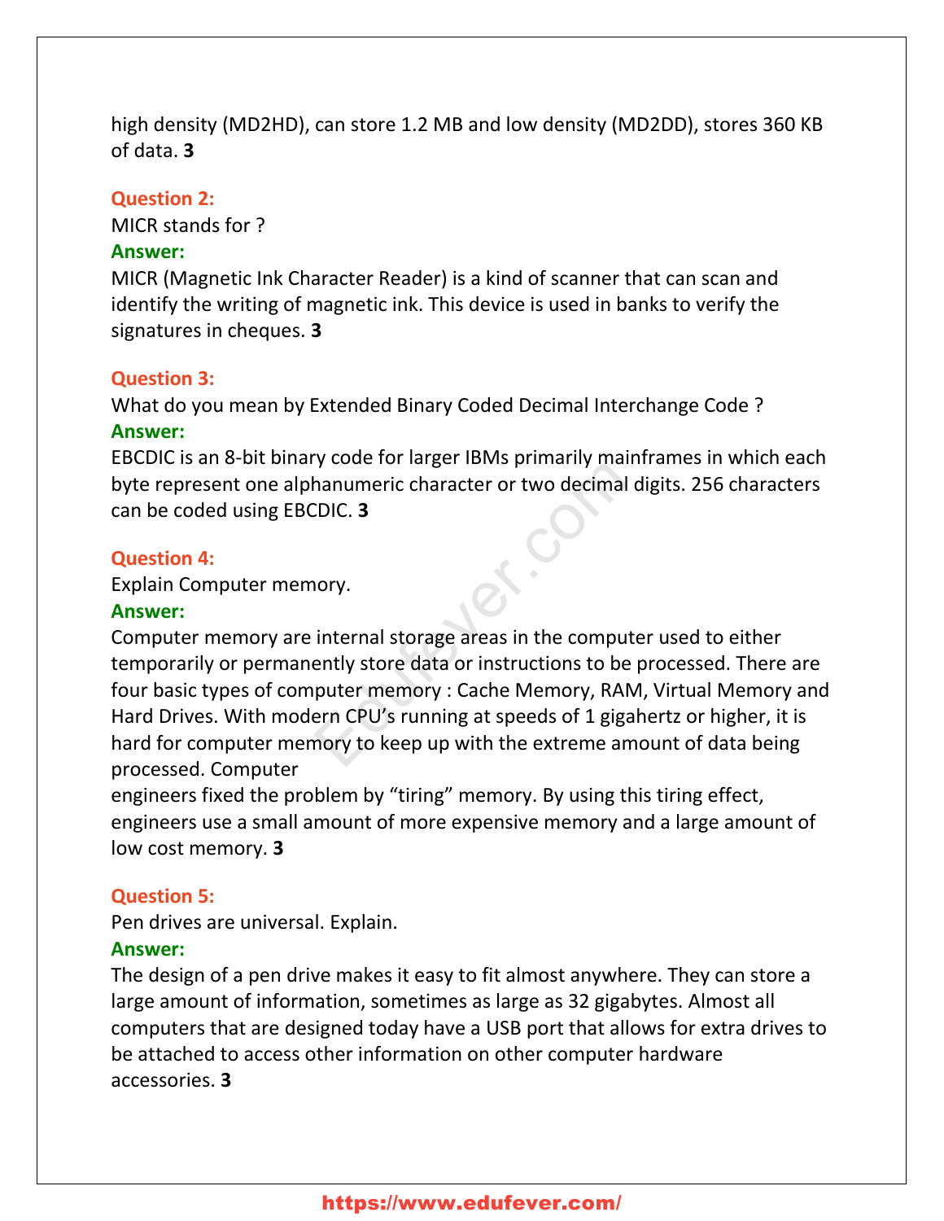high density (MD2HD), can store 1.2 MB and low density (MD2DD), stores 360 KB of data. **3**

**Question 2:**
MICR stands for ?
**Answer:**
MICR (Magnetic Ink Character Reader) is a kind of scanner that can scan and identify the writing of magnetic ink. This device is used in banks to verify the signatures in cheques. **3**

**Question 3:**
What do you mean by Extended Binary Coded Decimal Interchange Code ?
**Answer:**
EBCDIC is an 8-bit binary code for larger IBMs primarily mainframes in which each byte represent one alphanumeric character or two decimal digits. 256 characters can be coded using EBCDIC. **3**

**Question 4:**
Explain Computer memory.
**Answer:**
Computer memory are internal storage areas in the computer used to either temporarily or permanently store data or instructions to be processed. There are four basic types of computer memory : Cache Memory, RAM, Virtual Memory and Hard Drives. With modern CPU's running at speeds of 1 gigahertz or higher, it is hard for computer memory to keep up with the extreme amount of data being processed. Computer
engineers fixed the problem by "tiring" memory. By using this tiring effect, engineers use a small amount of more expensive memory and a large amount of low cost memory. **3**

**Question 5:**
Pen drives are universal. Explain.
**Answer:**
The design of a pen drive makes it easy to fit almost anywhere. They can store a large amount of information, sometimes as large as 32 gigabytes. Almost all computers that are designed today have a USB port that allows for extra drives to be attached to access other information on other computer hardware accessories. **3**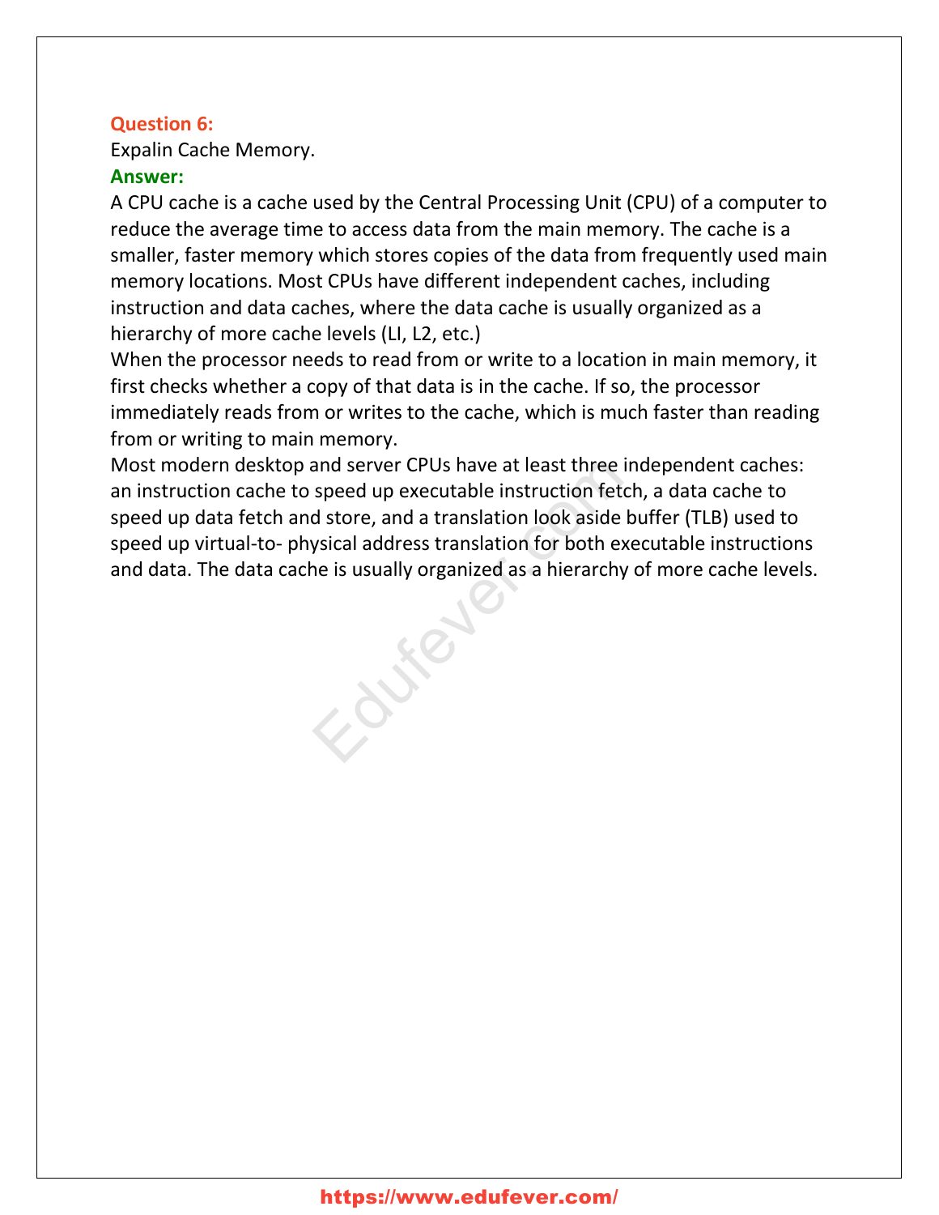**Question 6:**

Expalin Cache Memory.

**Answer:**

A CPU cache is a cache used by the Central Processing Unit (CPU) of a computer to reduce the average time to access data from the main memory. The cache is a smaller, faster memory which stores copies of the data from frequently used main memory locations. Most CPUs have different independent caches, including instruction and data caches, where the data cache is usually organized as a hierarchy of more cache levels (LI, L2, etc.)

When the processor needs to read from or write to a location in main memory, it first checks whether a copy of that data is in the cache. If so, the processor immediately reads from or writes to the cache, which is much faster than reading from or writing to main memory.

Most modern desktop and server CPUs have at least three independent caches: an instruction cache to speed up executable instruction fetch, a data cache to speed up data fetch and store, and a translation look aside buffer (TLB) used to speed up virtual-to- physical address translation for both executable instructions and data. The data cache is usually organized as a hierarchy of more cache levels.